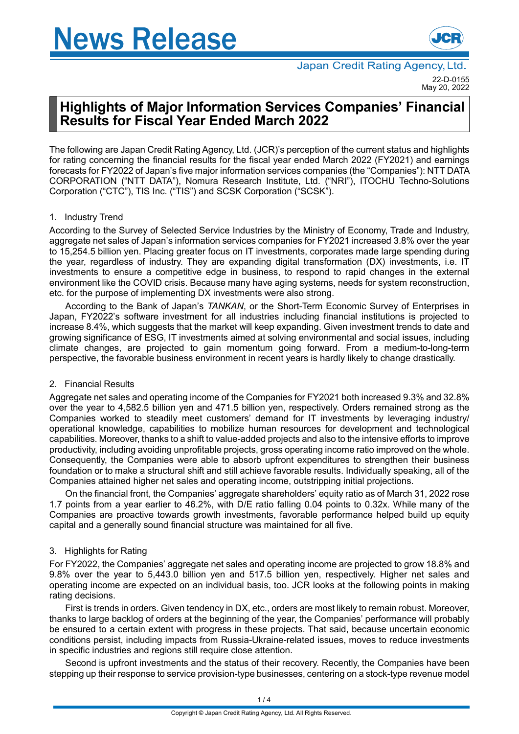# News Release

Japan Credit Rating Agency, Ltd.

22-D-0155
May 20, 2022

## Highlights of Major Information Services Companies' Financial Results for Fiscal Year Ended March 2022

The following are Japan Credit Rating Agency, Ltd. (JCR)'s perception of the current status and highlights for rating concerning the financial results for the fiscal year ended March 2022 (FY2021) and earnings forecasts for FY2022 of Japan's five major information services companies (the "Companies"): NTT DATA CORPORATION ("NTT DATA"), Nomura Research Institute, Ltd. ("NRI"), ITOCHU Techno-Solutions Corporation ("CTC"), TIS Inc. ("TIS") and SCSK Corporation ("SCSK").

### 1. Industry Trend

According to the Survey of Selected Service Industries by the Ministry of Economy, Trade and Industry, aggregate net sales of Japan's information services companies for FY2021 increased 3.8% over the year to 15,254.5 billion yen. Placing greater focus on IT investments, corporates made large spending during the year, regardless of industry. They are expanding digital transformation (DX) investments, i.e. IT investments to ensure a competitive edge in business, to respond to rapid changes in the external environment like the COVID crisis. Because many have aging systems, needs for system reconstruction, etc. for the purpose of implementing DX investments were also strong.

According to the Bank of Japan's *TANKAN*, or the Short-Term Economic Survey of Enterprises in Japan, FY2022's software investment for all industries including financial institutions is projected to increase 8.4%, which suggests that the market will keep expanding. Given investment trends to date and growing significance of ESG, IT investments aimed at solving environmental and social issues, including climate changes, are projected to gain momentum going forward. From a medium-to-long-term perspective, the favorable business environment in recent years is hardly likely to change drastically.

### 2. Financial Results

Aggregate net sales and operating income of the Companies for FY2021 both increased 9.3% and 32.8% over the year to 4,582.5 billion yen and 471.5 billion yen, respectively. Orders remained strong as the Companies worked to steadily meet customers' demand for IT investments by leveraging industry/ operational knowledge, capabilities to mobilize human resources for development and technological capabilities. Moreover, thanks to a shift to value-added projects and also to the intensive efforts to improve productivity, including avoiding unprofitable projects, gross operating income ratio improved on the whole. Consequently, the Companies were able to absorb upfront expenditures to strengthen their business foundation or to make a structural shift and still achieve favorable results. Individually speaking, all of the Companies attained higher net sales and operating income, outstripping initial projections.

On the financial front, the Companies' aggregate shareholders' equity ratio as of March 31, 2022 rose 1.7 points from a year earlier to 46.2%, with D/E ratio falling 0.04 points to 0.32x. While many of the Companies are proactive towards growth investments, favorable performance helped build up equity capital and a generally sound financial structure was maintained for all five.

### 3. Highlights for Rating

For FY2022, the Companies' aggregate net sales and operating income are projected to grow 18.8% and 9.8% over the year to 5,443.0 billion yen and 517.5 billion yen, respectively. Higher net sales and operating income are expected on an individual basis, too. JCR looks at the following points in making rating decisions.

First is trends in orders. Given tendency in DX, etc., orders are most likely to remain robust. Moreover, thanks to large backlog of orders at the beginning of the year, the Companies' performance will probably be ensured to a certain extent with progress in these projects. That said, because uncertain economic conditions persist, including impacts from Russia-Ukraine-related issues, moves to reduce investments in specific industries and regions still require close attention.

Second is upfront investments and the status of their recovery. Recently, the Companies have been stepping up their response to service provision-type businesses, centering on a stock-type revenue model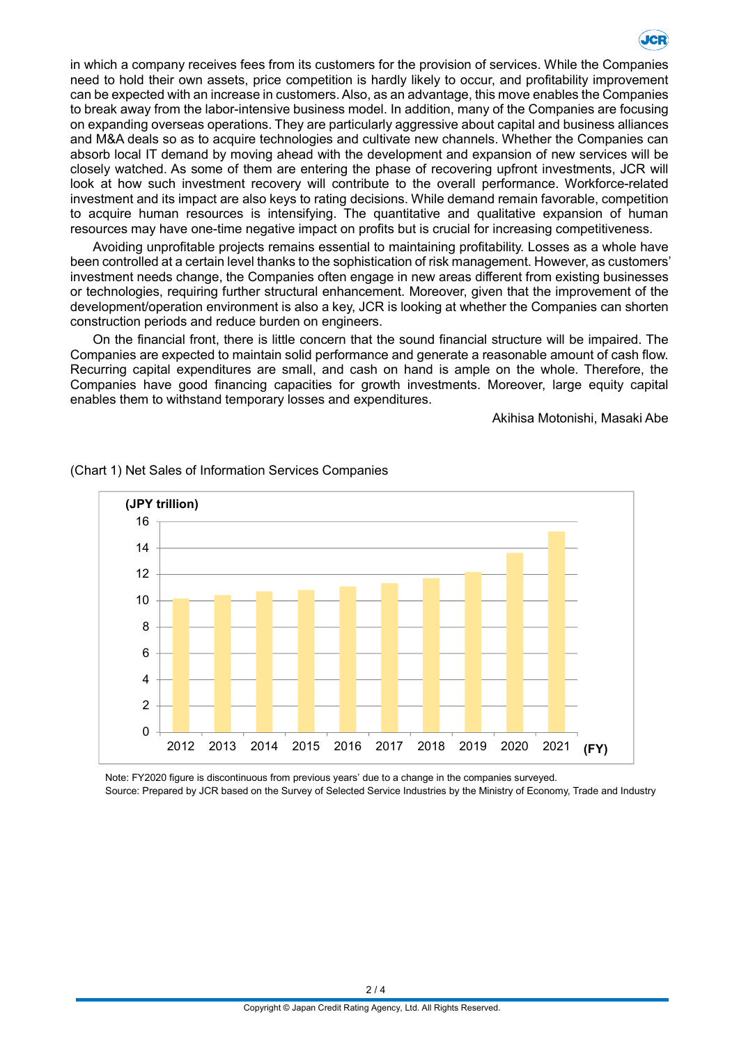in which a company receives fees from its customers for the provision of services. While the Companies need to hold their own assets, price competition is hardly likely to occur, and profitability improvement can be expected with an increase in customers. Also, as an advantage, this move enables the Companies to break away from the labor-intensive business model. In addition, many of the Companies are focusing on expanding overseas operations. They are particularly aggressive about capital and business alliances and M&A deals so as to acquire technologies and cultivate new channels. Whether the Companies can absorb local IT demand by moving ahead with the development and expansion of new services will be closely watched. As some of them are entering the phase of recovering upfront investments, JCR will look at how such investment recovery will contribute to the overall performance. Workforce-related investment and its impact are also keys to rating decisions. While demand remain favorable, competition to acquire human resources is intensifying. The quantitative and qualitative expansion of human resources may have one-time negative impact on profits but is crucial for increasing competitiveness.

Avoiding unprofitable projects remains essential to maintaining profitability. Losses as a whole have been controlled at a certain level thanks to the sophistication of risk management. However, as customers' investment needs change, the Companies often engage in new areas different from existing businesses or technologies, requiring further structural enhancement. Moreover, given that the improvement of the development/operation environment is also a key, JCR is looking at whether the Companies can shorten construction periods and reduce burden on engineers.

On the financial front, there is little concern that the sound financial structure will be impaired. The Companies are expected to maintain solid performance and generate a reasonable amount of cash flow. Recurring capital expenditures are small, and cash on hand is ample on the whole. Therefore, the Companies have good financing capacities for growth investments. Moreover, large equity capital enables them to withstand temporary losses and expenditures.

Akihisa Motonishi, Masaki Abe

(Chart 1) Net Sales of Information Services Companies

(JPY trillion)

| FY | 2012 | 2013 | 2014 | 2015 | 2016 | 2017 | 2018 | 2019 | 2020 | 2021 |
|---|---|---|---|---|---|---|---|---|---|---|

Note: FY2020 figure is discontinuous from previous years' due to a change in the companies surveyed.
Source: Prepared by JCR based on the Survey of Selected Service Industries by the Ministry of Economy, Trade and Industry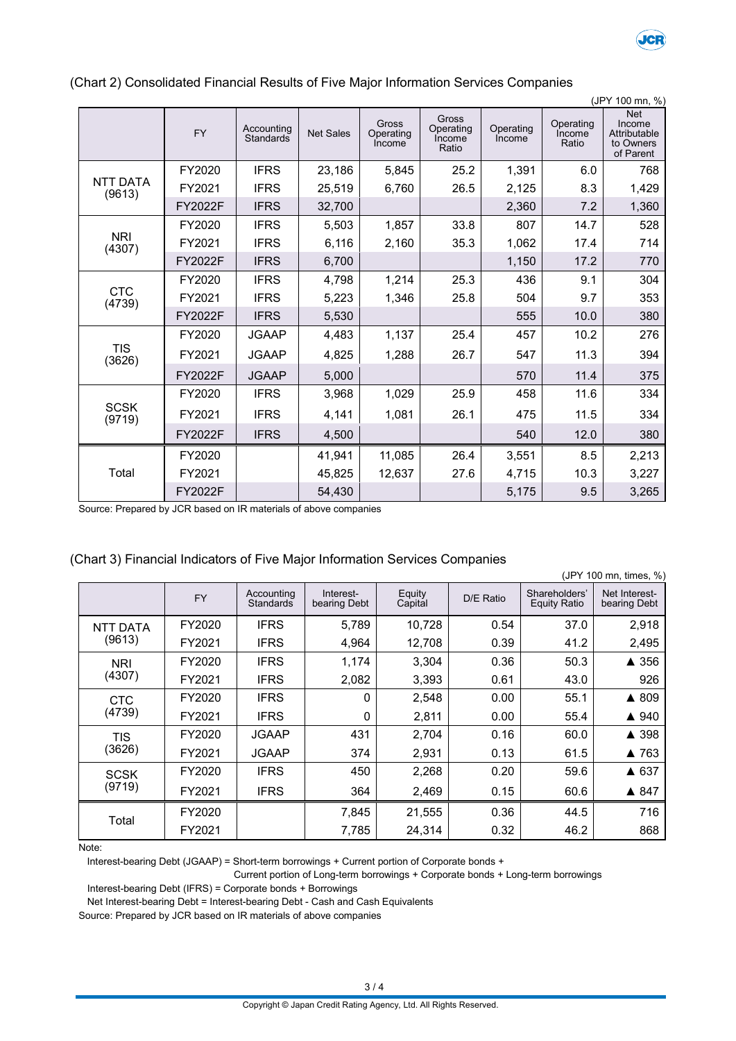(Chart 2) Consolidated Financial Results of Five Major Information Services Companies

(JPY 100 mn, %)

| | FY | Accounting Standards | Net Sales | Gross Operating Income | Gross Operating Income Ratio | Operating Income | Operating Income Ratio | Net Income Attributable to Owners of Parent |
|---|---|---|---|---|---|---|---|---|
| NTT DATA (9613) | FY2020 | IFRS | 23,186 | 5,845 | 25.2 | 1,391 | 6.0 | 768 |
| | FY2021 | IFRS | 25,519 | 6,760 | 26.5 | 2,125 | 8.3 | 1,429 |
| | FY2022F | IFRS | 32,700 | | | 2,360 | 7.2 | 1,360 |
| NRI (4307) | FY2020 | IFRS | 5,503 | 1,857 | 33.8 | 807 | 14.7 | 528 |
| | FY2021 | IFRS | 6,116 | 2,160 | 35.3 | 1,062 | 17.4 | 714 |
| | FY2022F | IFRS | 6,700 | | | 1,150 | 17.2 | 770 |
| CTC (4739) | FY2020 | IFRS | 4,798 | 1,214 | 25.3 | 436 | 9.1 | 304 |
| | FY2021 | IFRS | 5,223 | 1,346 | 25.8 | 504 | 9.7 | 353 |
| | FY2022F | IFRS | 5,530 | | | 555 | 10.0 | 380 |
| TIS (3626) | FY2020 | JGAAP | 4,483 | 1,137 | 25.4 | 457 | 10.2 | 276 |
| | FY2021 | JGAAP | 4,825 | 1,288 | 26.7 | 547 | 11.3 | 394 |
| | FY2022F | JGAAP | 5,000 | | | 570 | 11.4 | 375 |
| SCSK (9719) | FY2020 | IFRS | 3,968 | 1,029 | 25.9 | 458 | 11.6 | 334 |
| | FY2021 | IFRS | 4,141 | 1,081 | 26.1 | 475 | 11.5 | 334 |
| | FY2022F | IFRS | 4,500 | | | 540 | 12.0 | 380 |
| Total | FY2020 | | 41,941 | 11,085 | 26.4 | 3,551 | 8.5 | 2,213 |
| | FY2021 | | 45,825 | 12,637 | 27.6 | 4,715 | 10.3 | 3,227 |
| | FY2022F | | 54,430 | | | 5,175 | 9.5 | 3,265 |

Source: Prepared by JCR based on IR materials of above companies

(Chart 3) Financial Indicators of Five Major Information Services Companies

(JPY 100 mn, times, %)

| | FY | Accounting Standards | Interest-bearing Debt | Equity Capital | D/E Ratio | Shareholders' Equity Ratio | Net Interest-bearing Debt |
|---|---|---|---|---|---|---|---|
| NTT DATA (9613) | FY2020 | IFRS | 5,789 | 10,728 | 0.54 | 37.0 | 2,918 |
| | FY2021 | IFRS | 4,964 | 12,708 | 0.39 | 41.2 | 2,495 |
| NRI (4307) | FY2020 | IFRS | 1,174 | 3,304 | 0.36 | 50.3 | ▲ 356 |
| | FY2021 | IFRS | 2,082 | 3,393 | 0.61 | 43.0 | 926 |
| CTC (4739) | FY2020 | IFRS | 0 | 2,548 | 0.00 | 55.1 | ▲ 809 |
| | FY2021 | IFRS | 0 | 2,811 | 0.00 | 55.4 | ▲ 940 |
| TIS (3626) | FY2020 | JGAAP | 431 | 2,704 | 0.16 | 60.0 | ▲ 398 |
| | FY2021 | JGAAP | 374 | 2,931 | 0.13 | 61.5 | ▲ 763 |
| SCSK (9719) | FY2020 | IFRS | 450 | 2,268 | 0.20 | 59.6 | ▲ 637 |
| | FY2021 | IFRS | 364 | 2,469 | 0.15 | 60.6 | ▲ 847 |
| Total | FY2020 | | 7,845 | 21,555 | 0.36 | 44.5 | 716 |
| | FY2021 | | 7,785 | 24,314 | 0.32 | 46.2 | 868 |

Note:

Interest-bearing Debt (JGAAP) = Short-term borrowings + Current portion of Corporate bonds + Current portion of Long-term borrowings + Corporate bonds + Long-term borrowings

Interest-bearing Debt (IFRS) = Corporate bonds + Borrowings

Net Interest-bearing Debt = Interest-bearing Debt - Cash and Cash Equivalents

Source: Prepared by JCR based on IR materials of above companies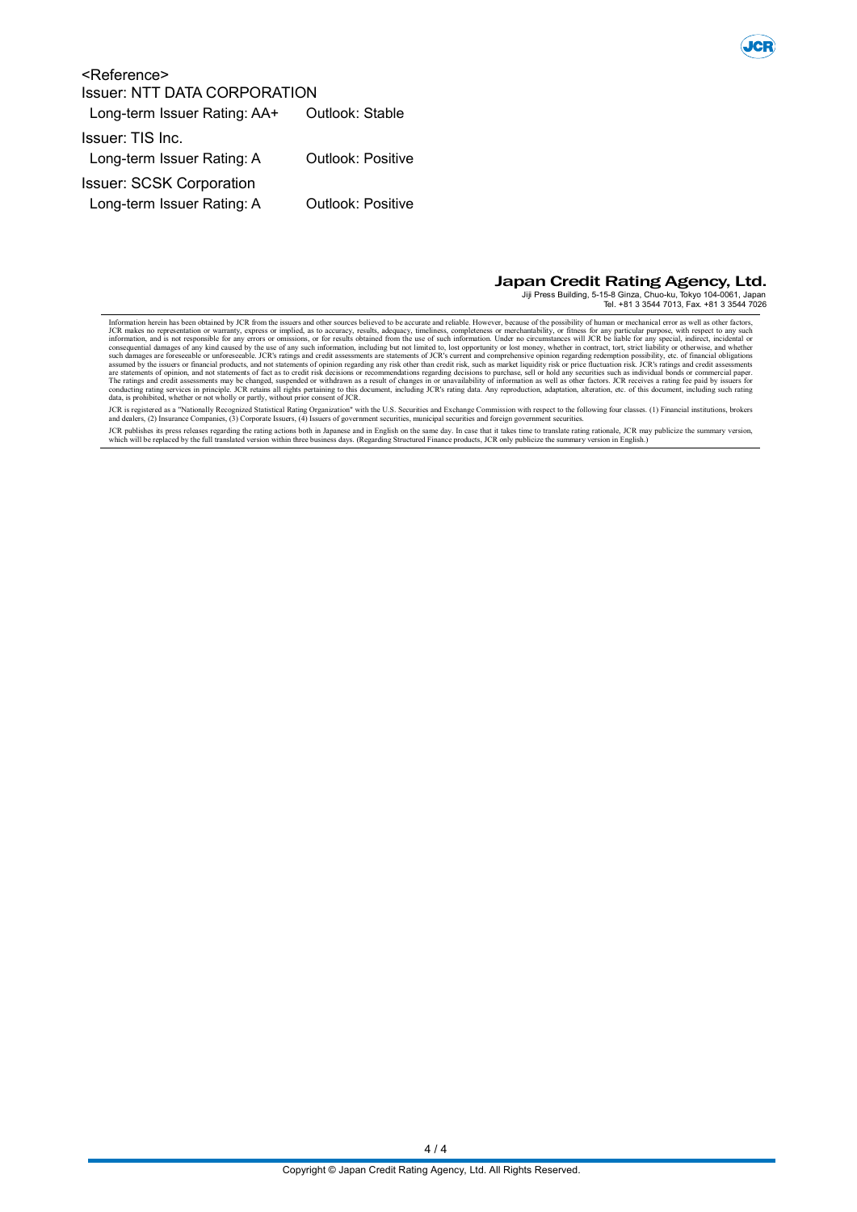<Reference>

Issuer: NTT DATA CORPORATION

Long-term Issuer Rating: AA+ Outlook: Stable

Issuer: TIS Inc.

Long-term Issuer Rating: A Outlook: Positive

Issuer: SCSK Corporation

Long-term Issuer Rating: A Outlook: Positive

**Japan Credit Rating Agency, Ltd.**
Jiji Press Building, 5-15-8 Ginza, Chuo-ku, Tokyo 104-0061, Japan
Tel. +81 3 3544 7013, Fax. +81 3 3544 7026

Information herein has been obtained by JCR from the issuers and other sources believed to be accurate and reliable. However, because of the possibility of human or mechanical error as well as other factors, JCR makes no representation or warranty, express or implied, as to accuracy, results, adequacy, timeliness, completeness or merchantability, or fitness for any particular purpose, with respect to any such information, and is not responsible for any errors or omissions, or for results obtained from the use of such information. Under no circumstances will JCR be liable for any special, indirect, incidental or consequential damages of any kind caused by the use of any such information, including but not limited to, lost opportunity or lost money, whether in contract, tort, strict liability or otherwise, and whether such damages are foreseeable or unforeseeable. JCR's ratings and credit assessments are statements of JCR's current and comprehensive opinion regarding redemption possibility, etc. of financial obligations assumed by the issuers or financial products, and not statements of opinion regarding any risk other than credit risk, such as market liquidity risk or price fluctuation risk. JCR's ratings and credit assessments are statements of opinion, and not statements of fact as to credit risk decisions or recommendations regarding decisions to purchase, sell or hold any securities such as individual bonds or commercial paper. The ratings and credit assessments may be changed, suspended or withdrawn as a result of changes in or unavailability of information as well as other factors. JCR receives a rating fee paid by issuers for conducting rating services in principle. JCR retains all rights pertaining to this document, including JCR's rating data. Any reproduction, adaptation, alteration, etc. of this document, including such rating data, is prohibited, whether or not wholly or partly, without prior consent of JCR.

JCR is registered as a "Nationally Recognized Statistical Rating Organization" with the U.S. Securities and Exchange Commission with respect to the following four classes. (1) Financial institutions, brokers and dealers, (2) Insurance Companies, (3) Corporate Issuers, (4) Issuers of government securities, municipal securities and foreign government securities.

JCR publishes its press releases regarding the rating actions both in Japanese and in English on the same day. In case that it takes time to translate rating rationale, JCR may publicize the summary version, which will be replaced by the full translated version within three business days. (Regarding Structured Finance products, JCR only publicize the summary version in English.)

Copyright © Japan Credit Rating Agency, Ltd. All Rights Reserved.